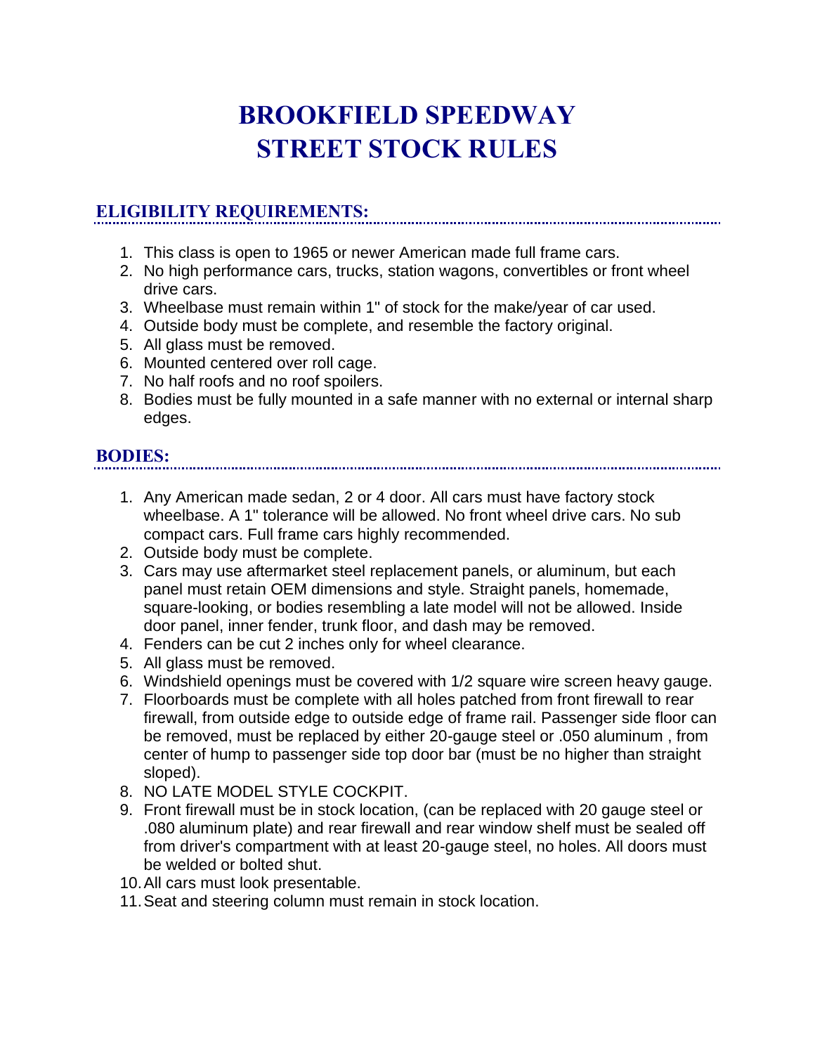# BROOKFIELD SPEEDWAY
# STREET STOCK RULES

## ELIGIBILITY REQUIREMENTS:

1. This class is open to 1965 or newer American made full frame cars.
2. No high performance cars, trucks, station wagons, convertibles or front wheel drive cars.
3. Wheelbase must remain within 1" of stock for the make/year of car used.
4. Outside body must be complete, and resemble the factory original.
5. All glass must be removed.
6. Mounted centered over roll cage.
7. No half roofs and no roof spoilers.
8. Bodies must be fully mounted in a safe manner with no external or internal sharp edges.

## BODIES:

1. Any American made sedan, 2 or 4 door. All cars must have factory stock wheelbase. A 1" tolerance will be allowed. No front wheel drive cars. No sub compact cars. Full frame cars highly recommended.
2. Outside body must be complete.
3. Cars may use aftermarket steel replacement panels, or aluminum, but each panel must retain OEM dimensions and style. Straight panels, homemade, square-looking, or bodies resembling a late model will not be allowed. Inside door panel, inner fender, trunk floor, and dash may be removed.
4. Fenders can be cut 2 inches only for wheel clearance.
5. All glass must be removed.
6. Windshield openings must be covered with 1/2 square wire screen heavy gauge.
7. Floorboards must be complete with all holes patched from front firewall to rear firewall, from outside edge to outside edge of frame rail. Passenger side floor can be removed, must be replaced by either 20-gauge steel or .050 aluminum , from center of hump to passenger side top door bar (must be no higher than straight sloped).
8. NO LATE MODEL STYLE COCKPIT.
9. Front firewall must be in stock location, (can be replaced with 20 gauge steel or .080 aluminum plate) and rear firewall and rear window shelf must be sealed off from driver's compartment with at least 20-gauge steel, no holes. All doors must be welded or bolted shut.
10. All cars must look presentable.
11. Seat and steering column must remain in stock location.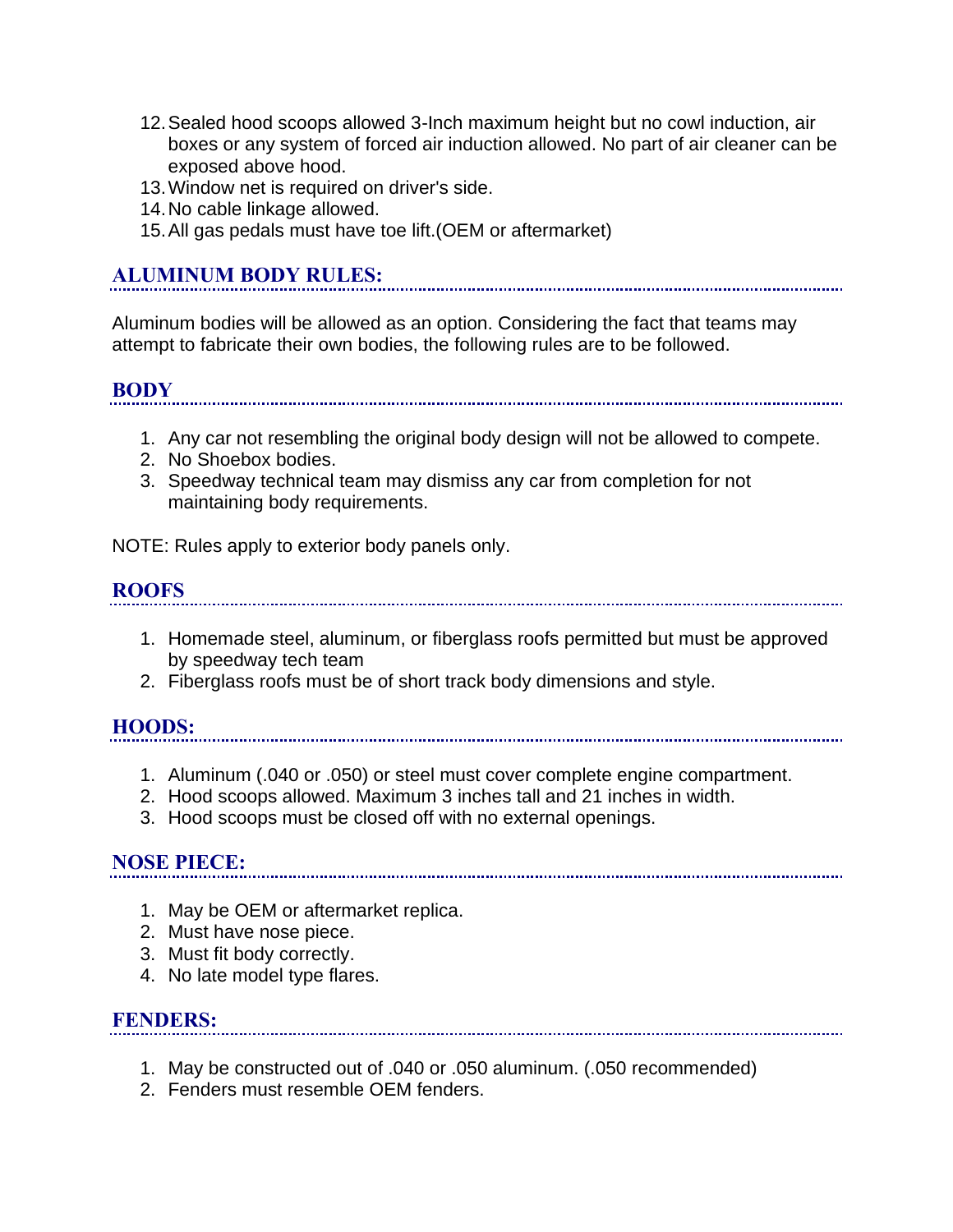12. Sealed hood scoops allowed 3-Inch maximum height but no cowl induction, air boxes or any system of forced air induction allowed. No part of air cleaner can be exposed above hood.
13. Window net is required on driver's side.
14. No cable linkage allowed.
15. All gas pedals must have toe lift.(OEM or aftermarket)

## ALUMINUM BODY RULES:

Aluminum bodies will be allowed as an option. Considering the fact that teams may attempt to fabricate their own bodies, the following rules are to be followed.

## BODY

1. Any car not resembling the original body design will not be allowed to compete.
2. No Shoebox bodies.
3. Speedway technical team may dismiss any car from completion for not maintaining body requirements.

NOTE: Rules apply to exterior body panels only.

## ROOFS

1. Homemade steel, aluminum, or fiberglass roofs permitted but must be approved by speedway tech team
2. Fiberglass roofs must be of short track body dimensions and style.

## HOODS:

1. Aluminum (.040 or .050) or steel must cover complete engine compartment.
2. Hood scoops allowed. Maximum 3 inches tall and 21 inches in width.
3. Hood scoops must be closed off with no external openings.

## NOSE PIECE:

1. May be OEM or aftermarket replica.
2. Must have nose piece.
3. Must fit body correctly.
4. No late model type flares.

## FENDERS:

1. May be constructed out of .040 or .050 aluminum. (.050 recommended)
2. Fenders must resemble OEM fenders.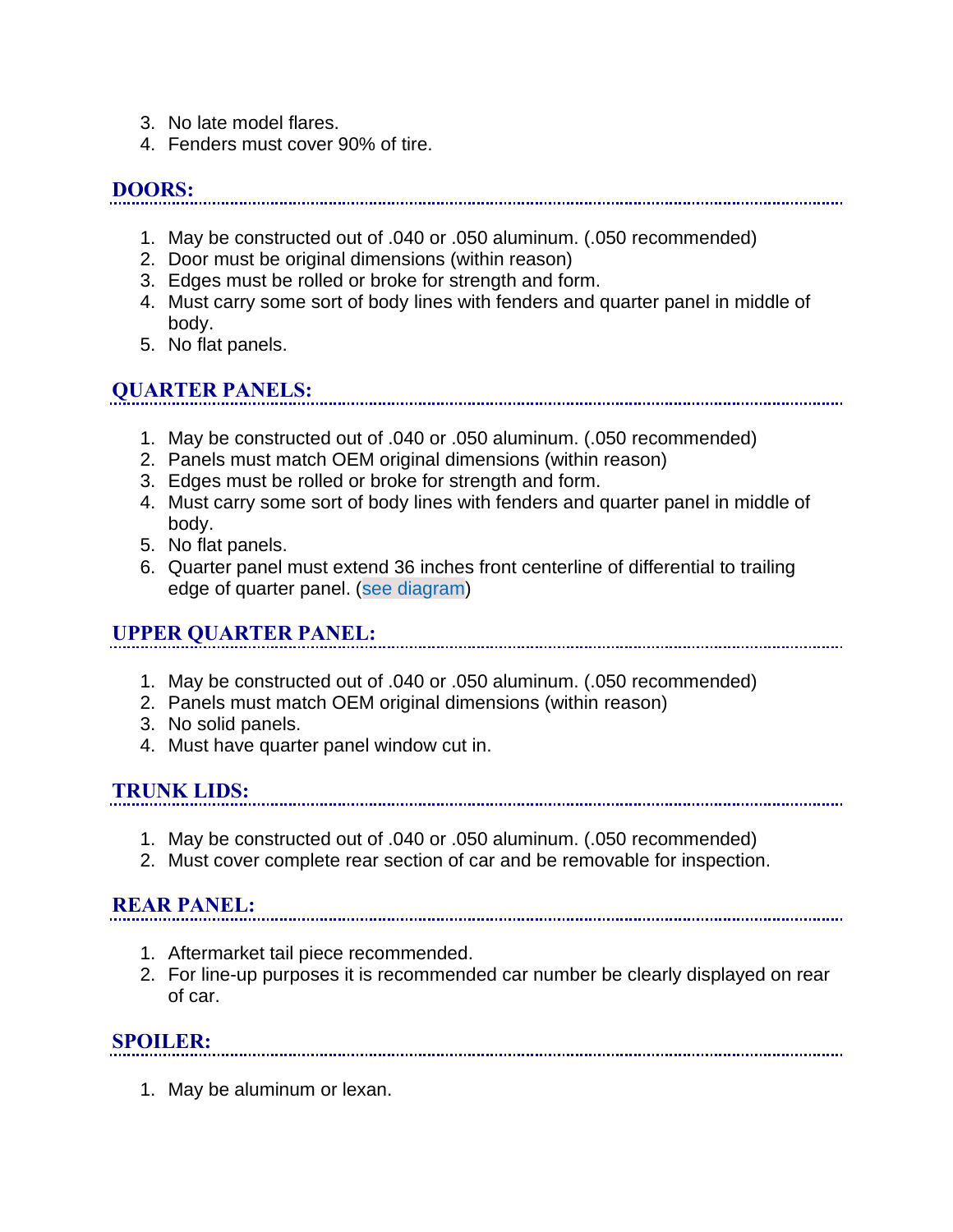3. No late model flares.
4. Fenders must cover 90% of tire.

## DOORS:

1. May be constructed out of .040 or .050 aluminum. (.050 recommended)
2. Door must be original dimensions (within reason)
3. Edges must be rolled or broke for strength and form.
4. Must carry some sort of body lines with fenders and quarter panel in middle of body.
5. No flat panels.

## QUARTER PANELS:

1. May be constructed out of .040 or .050 aluminum. (.050 recommended)
2. Panels must match OEM original dimensions (within reason)
3. Edges must be rolled or broke for strength and form.
4. Must carry some sort of body lines with fenders and quarter panel in middle of body.
5. No flat panels.
6. Quarter panel must extend 36 inches front centerline of differential to trailing edge of quarter panel. (see diagram)

## UPPER QUARTER PANEL:

1. May be constructed out of .040 or .050 aluminum. (.050 recommended)
2. Panels must match OEM original dimensions (within reason)
3. No solid panels.
4. Must have quarter panel window cut in.

## TRUNK LIDS:

1. May be constructed out of .040 or .050 aluminum. (.050 recommended)
2. Must cover complete rear section of car and be removable for inspection.

## REAR PANEL:

1. Aftermarket tail piece recommended.
2. For line-up purposes it is recommended car number be clearly displayed on rear of car.

## SPOILER:

1. May be aluminum or lexan.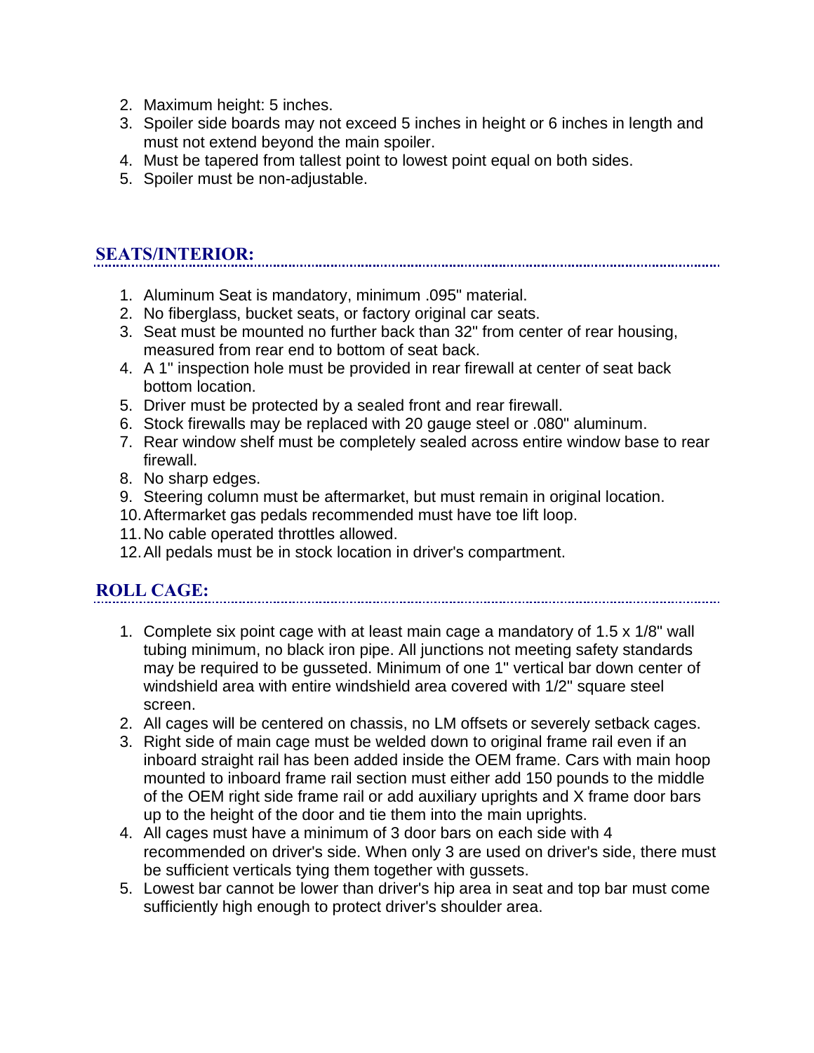2. Maximum height: 5 inches.
3. Spoiler side boards may not exceed 5 inches in height or 6 inches in length and must not extend beyond the main spoiler.
4. Must be tapered from tallest point to lowest point equal on both sides.
5. Spoiler must be non-adjustable.

## SEATS/INTERIOR:

1. Aluminum Seat is mandatory, minimum .095" material.
2. No fiberglass, bucket seats, or factory original car seats.
3. Seat must be mounted no further back than 32" from center of rear housing, measured from rear end to bottom of seat back.
4. A 1" inspection hole must be provided in rear firewall at center of seat back bottom location.
5. Driver must be protected by a sealed front and rear firewall.
6. Stock firewalls may be replaced with 20 gauge steel or .080" aluminum.
7. Rear window shelf must be completely sealed across entire window base to rear firewall.
8. No sharp edges.
9. Steering column must be aftermarket, but must remain in original location.
10. Aftermarket gas pedals recommended must have toe lift loop.
11. No cable operated throttles allowed.
12. All pedals must be in stock location in driver's compartment.

## ROLL CAGE:

1. Complete six point cage with at least main cage a mandatory of 1.5 x 1/8" wall tubing minimum, no black iron pipe. All junctions not meeting safety standards may be required to be gusseted. Minimum of one 1" vertical bar down center of windshield area with entire windshield area covered with 1/2" square steel screen.
2. All cages will be centered on chassis, no LM offsets or severely setback cages.
3. Right side of main cage must be welded down to original frame rail even if an inboard straight rail has been added inside the OEM frame. Cars with main hoop mounted to inboard frame rail section must either add 150 pounds to the middle of the OEM right side frame rail or add auxiliary uprights and X frame door bars up to the height of the door and tie them into the main uprights.
4. All cages must have a minimum of 3 door bars on each side with 4 recommended on driver's side. When only 3 are used on driver's side, there must be sufficient verticals tying them together with gussets.
5. Lowest bar cannot be lower than driver's hip area in seat and top bar must come sufficiently high enough to protect driver's shoulder area.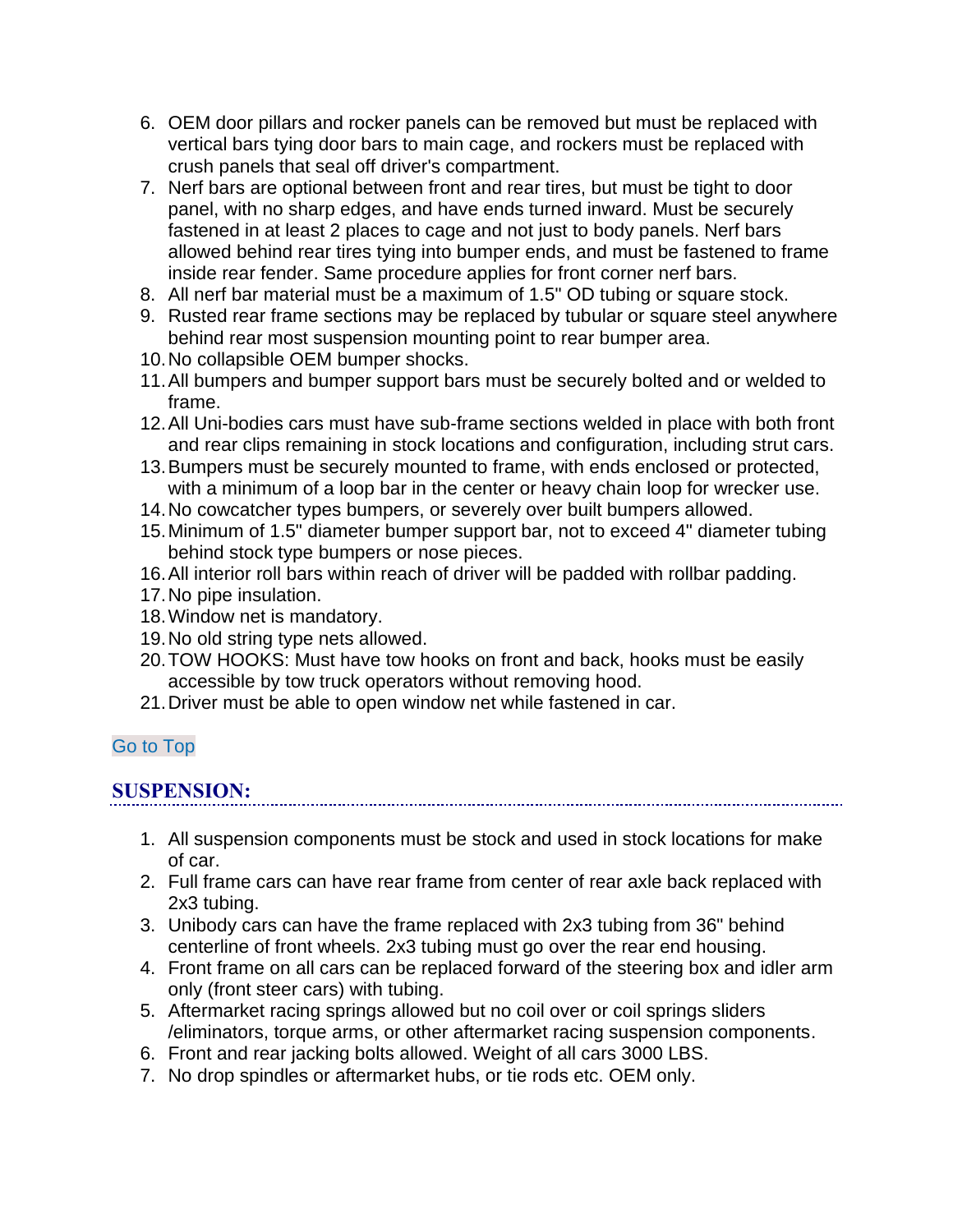6. OEM door pillars and rocker panels can be removed but must be replaced with vertical bars tying door bars to main cage, and rockers must be replaced with crush panels that seal off driver's compartment.
7. Nerf bars are optional between front and rear tires, but must be tight to door panel, with no sharp edges, and have ends turned inward. Must be securely fastened in at least 2 places to cage and not just to body panels. Nerf bars allowed behind rear tires tying into bumper ends, and must be fastened to frame inside rear fender. Same procedure applies for front corner nerf bars.
8. All nerf bar material must be a maximum of 1.5" OD tubing or square stock.
9. Rusted rear frame sections may be replaced by tubular or square steel anywhere behind rear most suspension mounting point to rear bumper area.
10. No collapsible OEM bumper shocks.
11. All bumpers and bumper support bars must be securely bolted and or welded to frame.
12. All Uni-bodies cars must have sub-frame sections welded in place with both front and rear clips remaining in stock locations and configuration, including strut cars.
13. Bumpers must be securely mounted to frame, with ends enclosed or protected, with a minimum of a loop bar in the center or heavy chain loop for wrecker use.
14. No cowcatcher types bumpers, or severely over built bumpers allowed.
15. Minimum of 1.5" diameter bumper support bar, not to exceed 4" diameter tubing behind stock type bumpers or nose pieces.
16. All interior roll bars within reach of driver will be padded with rollbar padding.
17. No pipe insulation.
18. Window net is mandatory.
19. No old string type nets allowed.
20. TOW HOOKS: Must have tow hooks on front and back, hooks must be easily accessible by tow truck operators without removing hood.
21. Driver must be able to open window net while fastened in car.

Go to Top

## SUSPENSION:

1. All suspension components must be stock and used in stock locations for make of car.
2. Full frame cars can have rear frame from center of rear axle back replaced with 2x3 tubing.
3. Unibody cars can have the frame replaced with 2x3 tubing from 36" behind centerline of front wheels. 2x3 tubing must go over the rear end housing.
4. Front frame on all cars can be replaced forward of the steering box and idler arm only (front steer cars) with tubing.
5. Aftermarket racing springs allowed but no coil over or coil springs sliders /eliminators, torque arms, or other aftermarket racing suspension components.
6. Front and rear jacking bolts allowed. Weight of all cars 3000 LBS.
7. No drop spindles or aftermarket hubs, or tie rods etc. OEM only.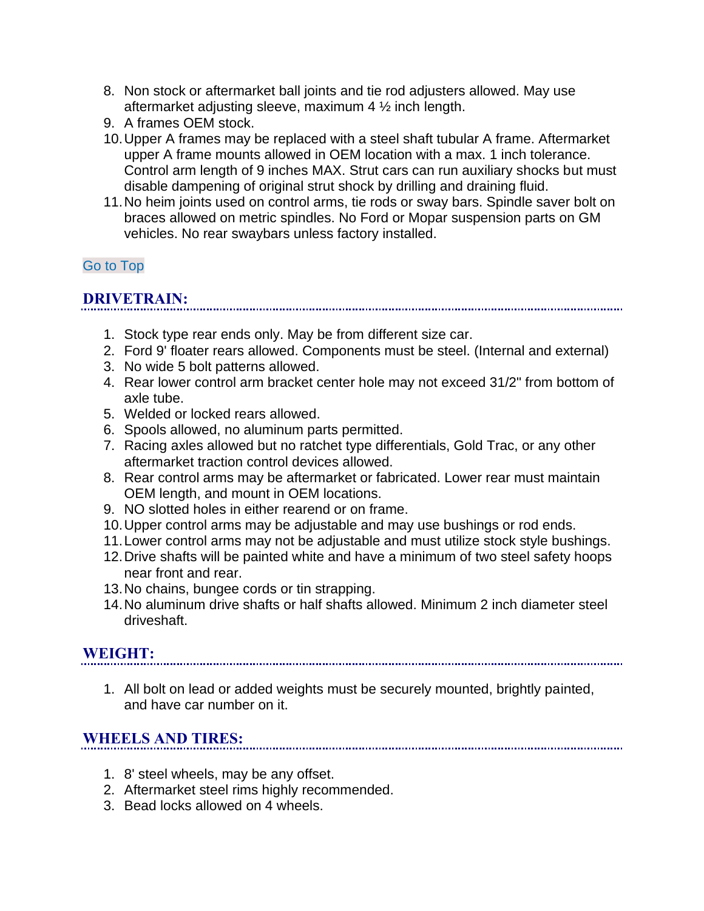8. Non stock or aftermarket ball joints and tie rod adjusters allowed. May use aftermarket adjusting sleeve, maximum 4 ½ inch length.
9. A frames OEM stock.
10. Upper A frames may be replaced with a steel shaft tubular A frame. Aftermarket upper A frame mounts allowed in OEM location with a max. 1 inch tolerance. Control arm length of 9 inches MAX. Strut cars can run auxiliary shocks but must disable dampening of original strut shock by drilling and draining fluid.
11. No heim joints used on control arms, tie rods or sway bars. Spindle saver bolt on braces allowed on metric spindles. No Ford or Mopar suspension parts on GM vehicles. No rear swaybars unless factory installed.

Go to Top

## DRIVETRAIN:

1. Stock type rear ends only. May be from different size car.
2. Ford 9' floater rears allowed. Components must be steel. (Internal and external)
3. No wide 5 bolt patterns allowed.
4. Rear lower control arm bracket center hole may not exceed 31/2" from bottom of axle tube.
5. Welded or locked rears allowed.
6. Spools allowed, no aluminum parts permitted.
7. Racing axles allowed but no ratchet type differentials, Gold Trac, or any other aftermarket traction control devices allowed.
8. Rear control arms may be aftermarket or fabricated. Lower rear must maintain OEM length, and mount in OEM locations.
9. NO slotted holes in either rearend or on frame.
10. Upper control arms may be adjustable and may use bushings or rod ends.
11. Lower control arms may not be adjustable and must utilize stock style bushings.
12. Drive shafts will be painted white and have a minimum of two steel safety hoops near front and rear.
13. No chains, bungee cords or tin strapping.
14. No aluminum drive shafts or half shafts allowed. Minimum 2 inch diameter steel driveshaft.

## WEIGHT:

1. All bolt on lead or added weights must be securely mounted, brightly painted, and have car number on it.

## WHEELS AND TIRES:

1. 8' steel wheels, may be any offset.
2. Aftermarket steel rims highly recommended.
3. Bead locks allowed on 4 wheels.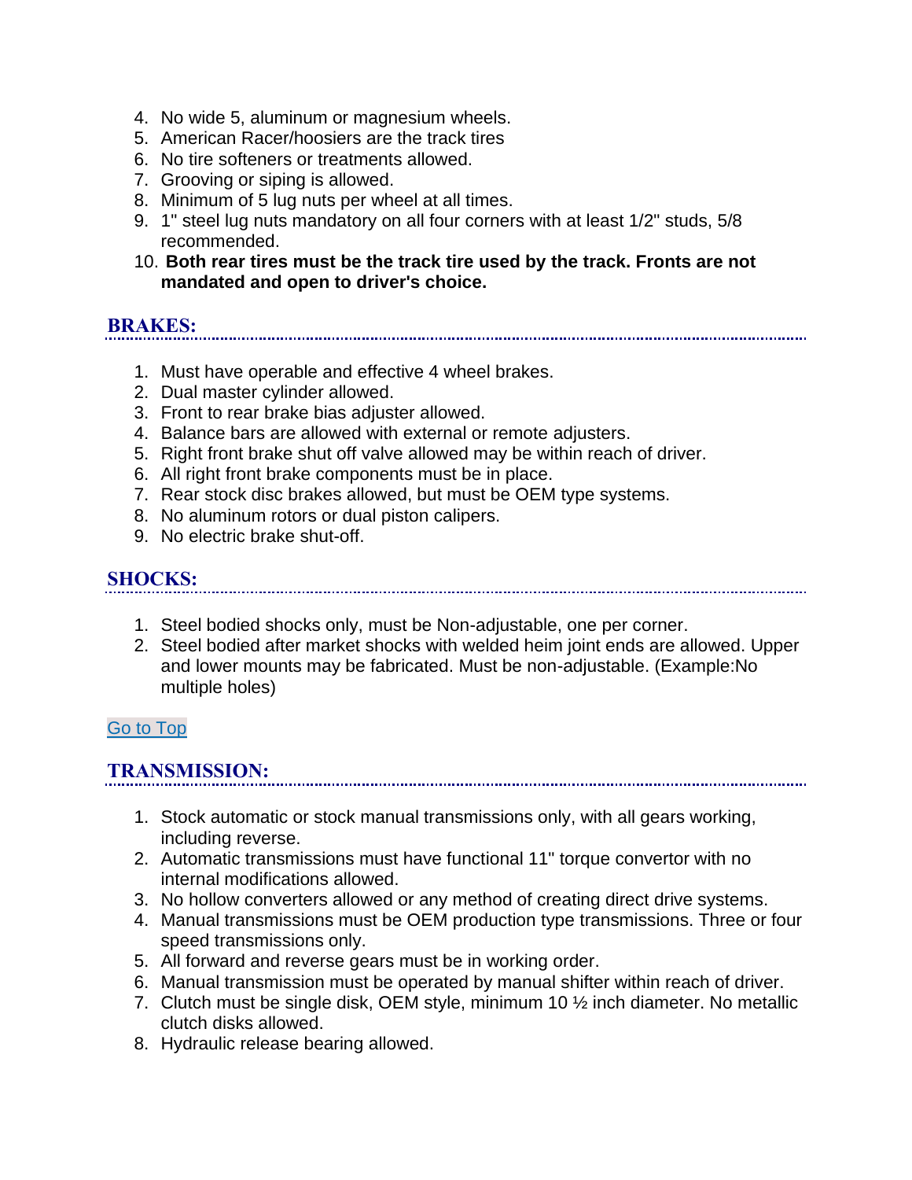4. No wide 5, aluminum or magnesium wheels.
5. American Racer/hoosiers are the track tires
6. No tire softeners or treatments allowed.
7. Grooving or siping is allowed.
8. Minimum of 5 lug nuts per wheel at all times.
9. 1" steel lug nuts mandatory on all four corners with at least 1/2" studs, 5/8 recommended.
10. **Both rear tires must be the track tire used by the track. Fronts are not mandated and open to driver's choice.**

## BRAKES:

1. Must have operable and effective 4 wheel brakes.
2. Dual master cylinder allowed.
3. Front to rear brake bias adjuster allowed.
4. Balance bars are allowed with external or remote adjusters.
5. Right front brake shut off valve allowed may be within reach of driver.
6. All right front brake components must be in place.
7. Rear stock disc brakes allowed, but must be OEM type systems.
8. No aluminum rotors or dual piston calipers.
9. No electric brake shut-off.

## SHOCKS:

1. Steel bodied shocks only, must be Non-adjustable, one per corner.
2. Steel bodied after market shocks with welded heim joint ends are allowed. Upper and lower mounts may be fabricated. Must be non-adjustable. (Example:No multiple holes)

Go to Top

## TRANSMISSION:

1. Stock automatic or stock manual transmissions only, with all gears working, including reverse.
2. Automatic transmissions must have functional 11" torque convertor with no internal modifications allowed.
3. No hollow converters allowed or any method of creating direct drive systems.
4. Manual transmissions must be OEM production type transmissions. Three or four speed transmissions only.
5. All forward and reverse gears must be in working order.
6. Manual transmission must be operated by manual shifter within reach of driver.
7. Clutch must be single disk, OEM style, minimum 10 ½ inch diameter. No metallic clutch disks allowed.
8. Hydraulic release bearing allowed.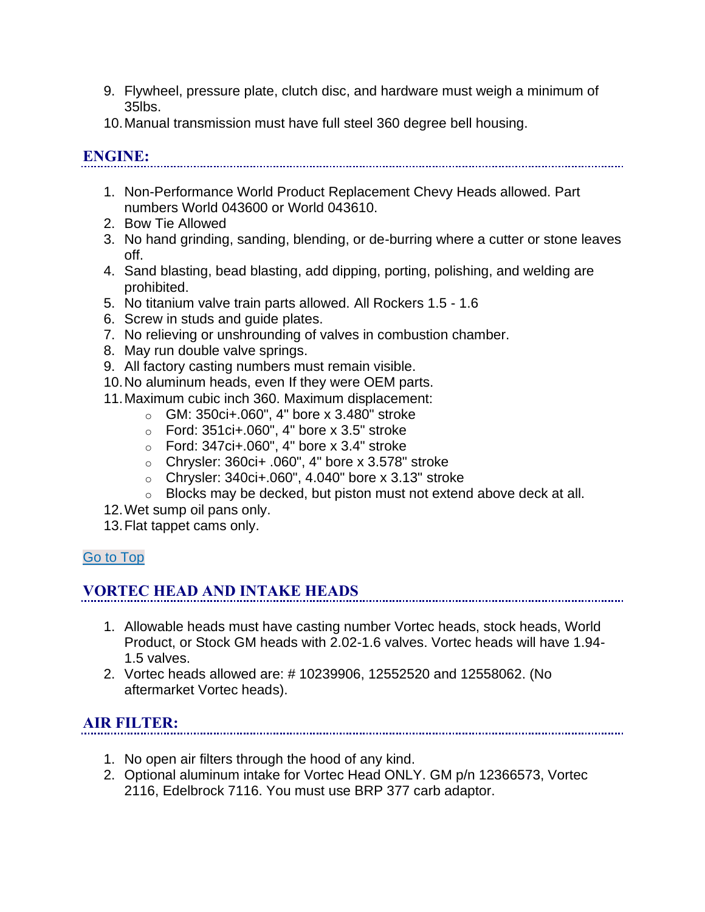9. Flywheel, pressure plate, clutch disc, and hardware must weigh a minimum of 35lbs.
10. Manual transmission must have full steel 360 degree bell housing.

## ENGINE:

1. Non-Performance World Product Replacement Chevy Heads allowed. Part numbers World 043600 or World 043610.
2. Bow Tie Allowed
3. No hand grinding, sanding, blending, or de-burring where a cutter or stone leaves off.
4. Sand blasting, bead blasting, add dipping, porting, polishing, and welding are prohibited.
5. No titanium valve train parts allowed. All Rockers 1.5 - 1.6
6. Screw in studs and guide plates.
7. No relieving or unshrounding of valves in combustion chamber.
8. May run double valve springs.
9. All factory casting numbers must remain visible.
10. No aluminum heads, even If they were OEM parts.
11. Maximum cubic inch 360. Maximum displacement:
    - GM: 350ci+.060", 4" bore x 3.480" stroke
    - Ford: 351ci+.060", 4" bore x 3.5" stroke
    - Ford: 347ci+.060", 4" bore x 3.4" stroke
    - Chrysler: 360ci+ .060", 4" bore x 3.578" stroke
    - Chrysler: 340ci+.060", 4.040" bore x 3.13" stroke
    - Blocks may be decked, but piston must not extend above deck at all.
12. Wet sump oil pans only.
13. Flat tappet cams only.

Go to Top

## VORTEC HEAD AND INTAKE HEADS

1. Allowable heads must have casting number Vortec heads, stock heads, World Product, or Stock GM heads with 2.02-1.6 valves. Vortec heads will have 1.94-1.5 valves.
2. Vortec heads allowed are: # 10239906, 12552520 and 12558062. (No aftermarket Vortec heads).

## AIR FILTER:

1. No open air filters through the hood of any kind.
2. Optional aluminum intake for Vortec Head ONLY. GM p/n 12366573, Vortec 2116, Edelbrock 7116. You must use BRP 377 carb adaptor.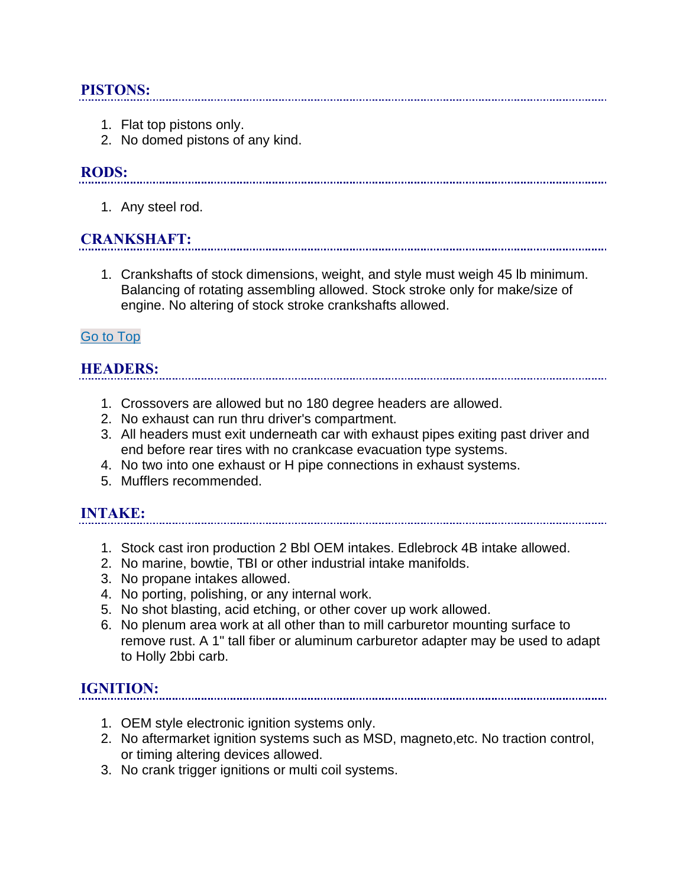## PISTONS:

1. Flat top pistons only.
2. No domed pistons of any kind.

## RODS:

1. Any steel rod.

## CRANKSHAFT:

1. Crankshafts of stock dimensions, weight, and style must weigh 45 lb minimum. Balancing of rotating assembling allowed. Stock stroke only for make/size of engine. No altering of stock stroke crankshafts allowed.

Go to Top

## HEADERS:

1. Crossovers are allowed but no 180 degree headers are allowed.
2. No exhaust can run thru driver's compartment.
3. All headers must exit underneath car with exhaust pipes exiting past driver and end before rear tires with no crankcase evacuation type systems.
4. No two into one exhaust or H pipe connections in exhaust systems.
5. Mufflers recommended.

## INTAKE:

1. Stock cast iron production 2 Bbl OEM intakes. Edlebrock 4B intake allowed.
2. No marine, bowtie, TBI or other industrial intake manifolds.
3. No propane intakes allowed.
4. No porting, polishing, or any internal work.
5. No shot blasting, acid etching, or other cover up work allowed.
6. No plenum area work at all other than to mill carburetor mounting surface to remove rust. A 1" tall fiber or aluminum carburetor adapter may be used to adapt to Holly 2bbi carb.

## IGNITION:

1. OEM style electronic ignition systems only.
2. No aftermarket ignition systems such as MSD, magneto,etc. No traction control, or timing altering devices allowed.
3. No crank trigger ignitions or multi coil systems.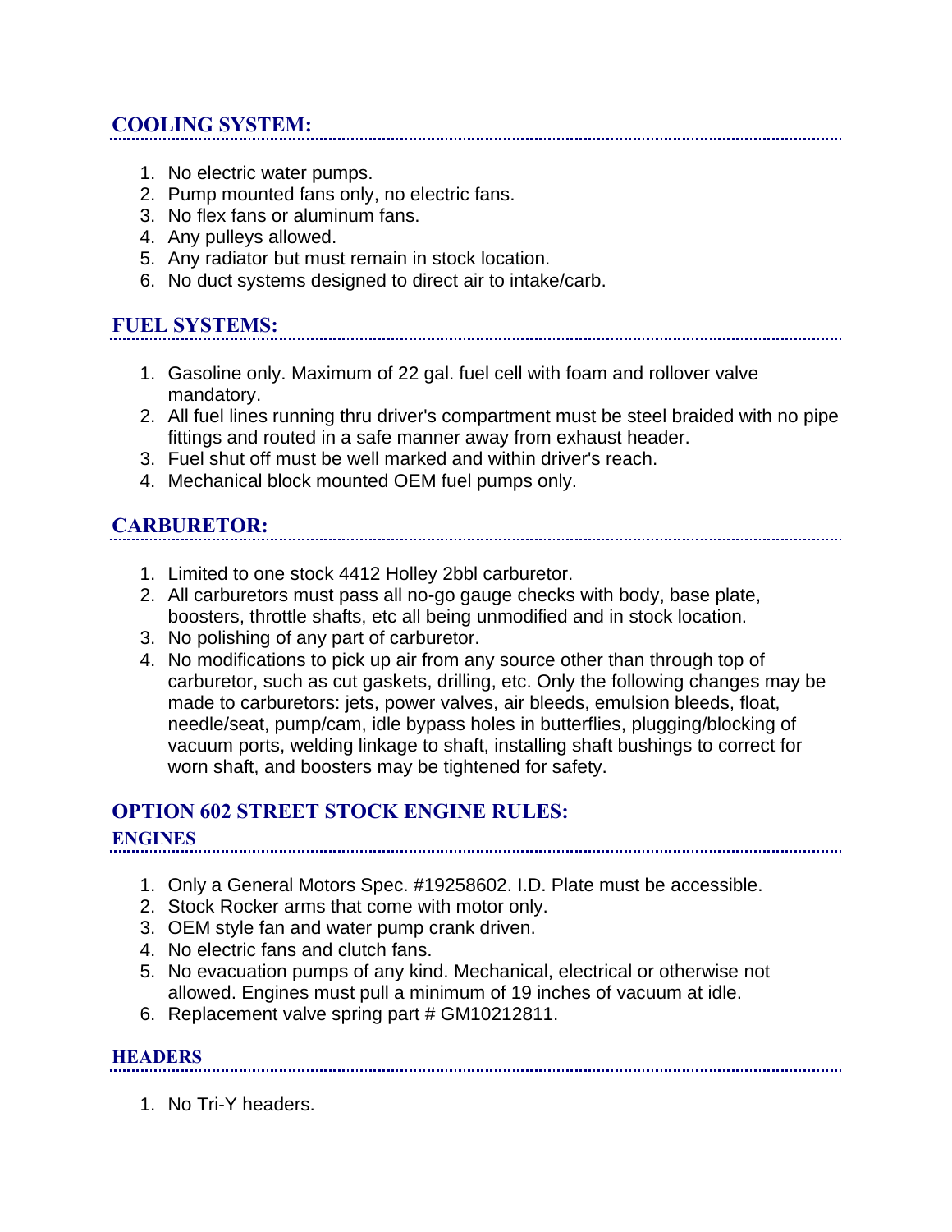## COOLING SYSTEM:

1. No electric water pumps.
2. Pump mounted fans only, no electric fans.
3. No flex fans or aluminum fans.
4. Any pulleys allowed.
5. Any radiator but must remain in stock location.
6. No duct systems designed to direct air to intake/carb.

## FUEL SYSTEMS:

1. Gasoline only. Maximum of 22 gal. fuel cell with foam and rollover valve mandatory.
2. All fuel lines running thru driver's compartment must be steel braided with no pipe fittings and routed in a safe manner away from exhaust header.
3. Fuel shut off must be well marked and within driver's reach.
4. Mechanical block mounted OEM fuel pumps only.

## CARBURETOR:

1. Limited to one stock 4412 Holley 2bbl carburetor.
2. All carburetors must pass all no-go gauge checks with body, base plate, boosters, throttle shafts, etc all being unmodified and in stock location.
3. No polishing of any part of carburetor.
4. No modifications to pick up air from any source other than through top of carburetor, such as cut gaskets, drilling, etc. Only the following changes may be made to carburetors: jets, power valves, air bleeds, emulsion bleeds, float, needle/seat, pump/cam, idle bypass holes in butterflies, plugging/blocking of vacuum ports, welding linkage to shaft, installing shaft bushings to correct for worn shaft, and boosters may be tightened for safety.

## OPTION 602 STREET STOCK ENGINE RULES:

### ENGINES

1. Only a General Motors Spec. #19258602. I.D. Plate must be accessible.
2. Stock Rocker arms that come with motor only.
3. OEM style fan and water pump crank driven.
4. No electric fans and clutch fans.
5. No evacuation pumps of any kind. Mechanical, electrical or otherwise not allowed. Engines must pull a minimum of 19 inches of vacuum at idle.
6. Replacement valve spring part # GM10212811.

### HEADERS

1. No Tri-Y headers.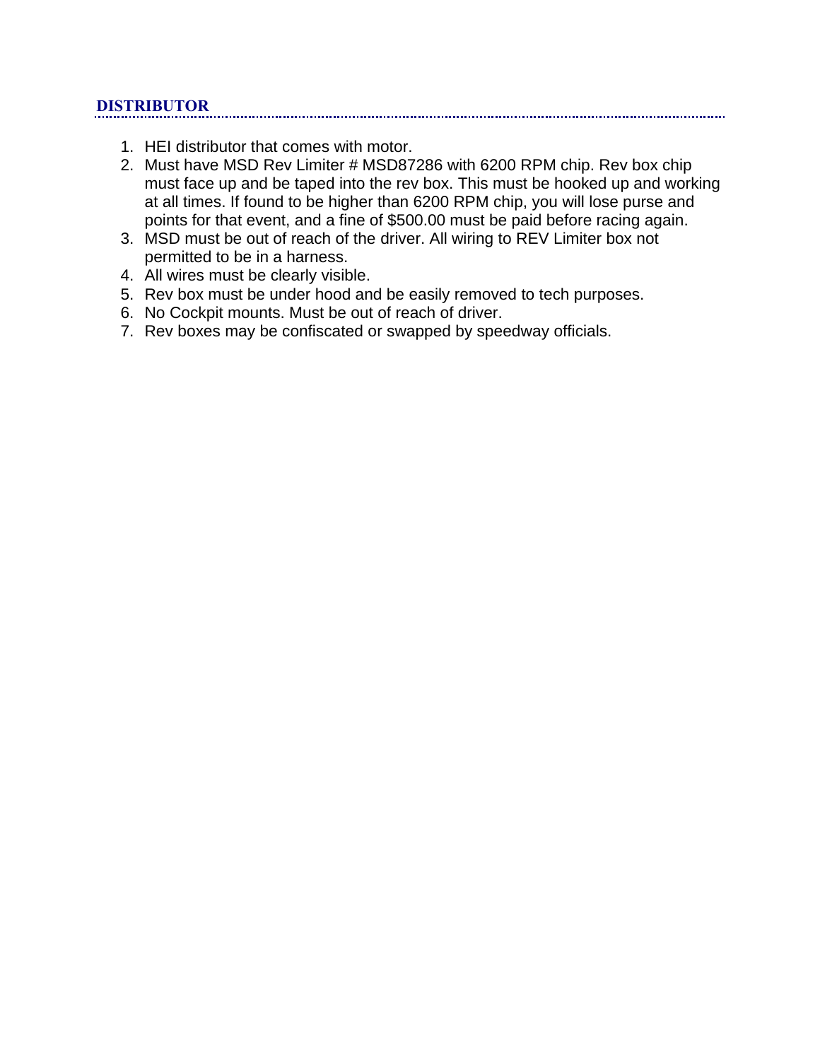## DISTRIBUTOR

1. HEI distributor that comes with motor.
2. Must have MSD Rev Limiter # MSD87286 with 6200 RPM chip. Rev box chip must face up and be taped into the rev box. This must be hooked up and working at all times. If found to be higher than 6200 RPM chip, you will lose purse and points for that event, and a fine of $500.00 must be paid before racing again.
3. MSD must be out of reach of the driver. All wiring to REV Limiter box not permitted to be in a harness.
4. All wires must be clearly visible.
5. Rev box must be under hood and be easily removed to tech purposes.
6. No Cockpit mounts. Must be out of reach of driver.
7. Rev boxes may be confiscated or swapped by speedway officials.